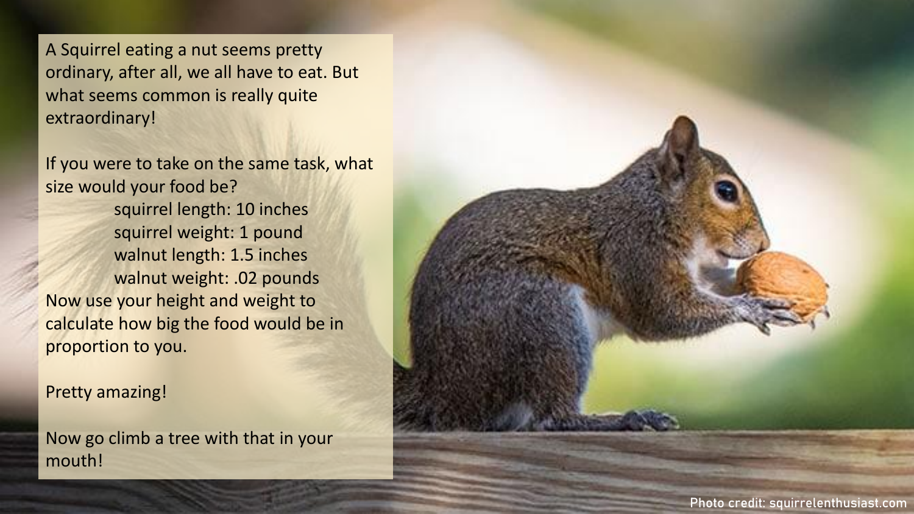A Squirrel eating a nut seems pretty ordinary, after all, we all have to eat. But what seems common is really quite extraordinary!

If you were to take on the same task, what size would your food be?

- squirrel length: 10 inches
- squirrel weight: 1 pound
- walnut length: 1.5 inches
- walnut weight: .02 pounds

Now use your height and weight to calculate how big the food would be in proportion to you.

Pretty amazing!

Now go climb a tree with that in your mouth!

Photo credit: squirrelenthusiast.com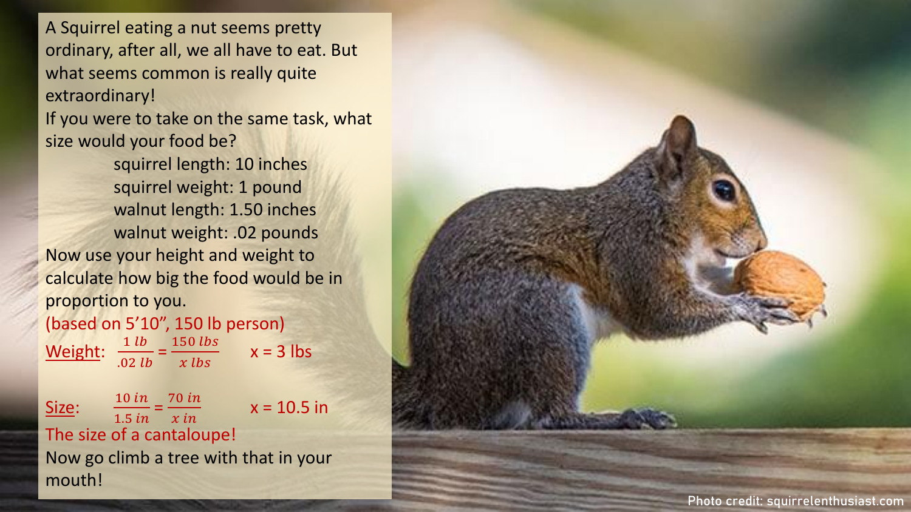A Squirrel eating a nut seems pretty ordinary, after all, we all have to eat. But what seems common is really quite extraordinary!

If you were to take on the same task, what size would your food be?

squirrel length: 10 inches
squirrel weight: 1 pound
walnut length: 1.50 inches
walnut weight: .02 pounds

Now use your height and weight to calculate how big the food would be in proportion to you.

(based on 5'10", 150 lb person)

Weight: $\frac{1\ lb}{.02\ lb} = \frac{150\ lbs}{x\ lbs}$ x = 3 lbs

Size: $\frac{10\ in}{1.5\ in} = \frac{70\ in}{x\ in}$ x = 10.5 in

The size of a cantaloupe!

Now go climb a tree with that in your mouth!

Photo credit: squirrelenthusiast.com